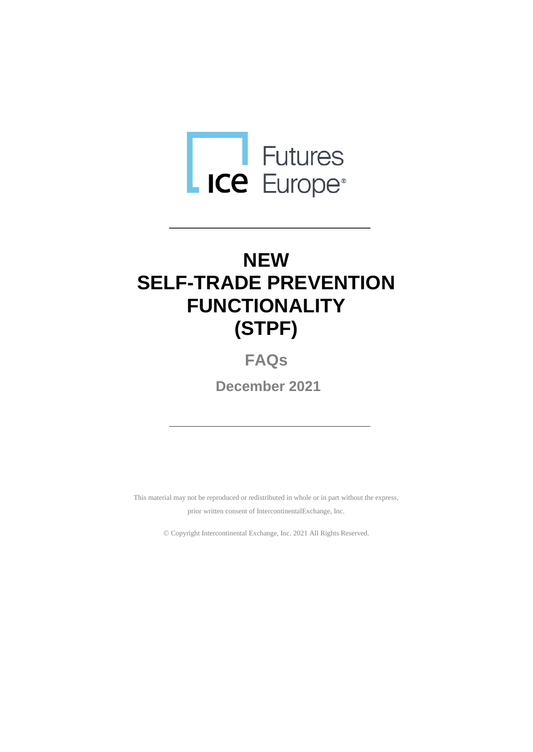ICE Futures Europe®

# NEW SELF-TRADE PREVENTION FUNCTIONALITY (STPF)

## FAQs

## December 2021

This material may not be reproduced or redistributed in whole or in part without the express, prior written consent of IntercontinentalExchange, Inc.

© Copyright Intercontinental Exchange, Inc. 2021 All Rights Reserved.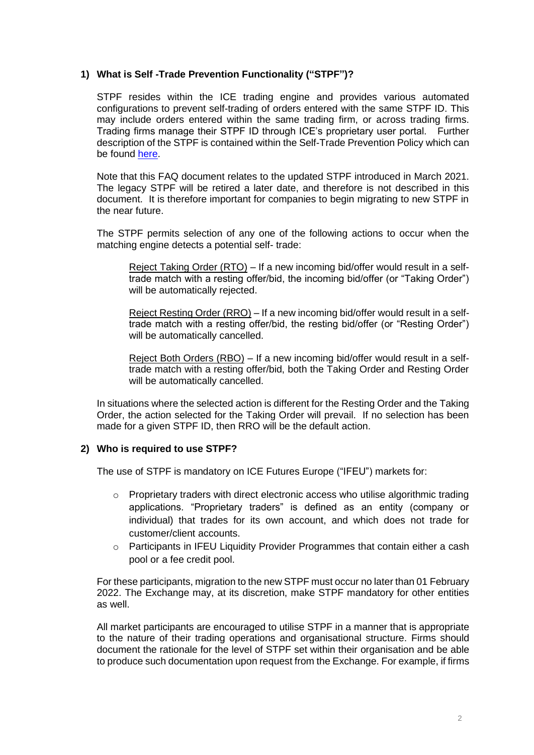## 1) What is Self -Trade Prevention Functionality ("STPF")?

STPF resides within the ICE trading engine and provides various automated configurations to prevent self-trading of orders entered with the same STPF ID. This may include orders entered within the same trading firm, or across trading firms. Trading firms manage their STPF ID through ICE's proprietary user portal. Further description of the STPF is contained within the Self-Trade Prevention Policy which can be found here.

Note that this FAQ document relates to the updated STPF introduced in March 2021. The legacy STPF will be retired a later date, and therefore is not described in this document. It is therefore important for companies to begin migrating to new STPF in the near future.

The STPF permits selection of any one of the following actions to occur when the matching engine detects a potential self- trade:

Reject Taking Order (RTO) – If a new incoming bid/offer would result in a self-trade match with a resting offer/bid, the incoming bid/offer (or "Taking Order") will be automatically rejected.

Reject Resting Order (RRO) – If a new incoming bid/offer would result in a self-trade match with a resting offer/bid, the resting bid/offer (or "Resting Order") will be automatically cancelled.

Reject Both Orders (RBO) – If a new incoming bid/offer would result in a self-trade match with a resting offer/bid, both the Taking Order and Resting Order will be automatically cancelled.

In situations where the selected action is different for the Resting Order and the Taking Order, the action selected for the Taking Order will prevail. If no selection has been made for a given STPF ID, then RRO will be the default action.

## 2) Who is required to use STPF?

The use of STPF is mandatory on ICE Futures Europe ("IFEU") markets for:

- Proprietary traders with direct electronic access who utilise algorithmic trading applications. "Proprietary traders" is defined as an entity (company or individual) that trades for its own account, and which does not trade for customer/client accounts.
- Participants in IFEU Liquidity Provider Programmes that contain either a cash pool or a fee credit pool.

For these participants, migration to the new STPF must occur no later than 01 February 2022. The Exchange may, at its discretion, make STPF mandatory for other entities as well.

All market participants are encouraged to utilise STPF in a manner that is appropriate to the nature of their trading operations and organisational structure. Firms should document the rationale for the level of STPF set within their organisation and be able to produce such documentation upon request from the Exchange. For example, if firms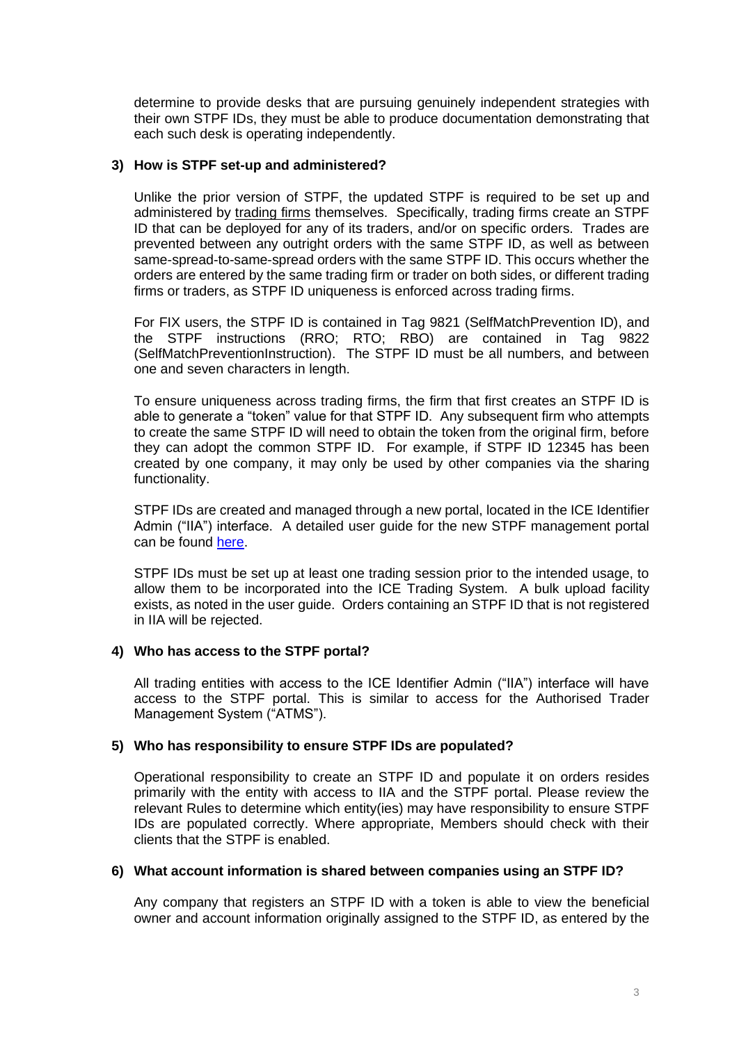determine to provide desks that are pursuing genuinely independent strategies with their own STPF IDs, they must be able to produce documentation demonstrating that each such desk is operating independently.

**3) How is STPF set-up and administered?**

Unlike the prior version of STPF, the updated STPF is required to be set up and administered by trading firms themselves. Specifically, trading firms create an STPF ID that can be deployed for any of its traders, and/or on specific orders. Trades are prevented between any outright orders with the same STPF ID, as well as between same-spread-to-same-spread orders with the same STPF ID. This occurs whether the orders are entered by the same trading firm or trader on both sides, or different trading firms or traders, as STPF ID uniqueness is enforced across trading firms.

For FIX users, the STPF ID is contained in Tag 9821 (SelfMatchPrevention ID), and the STPF instructions (RRO; RTO; RBO) are contained in Tag 9822 (SelfMatchPreventionInstruction). The STPF ID must be all numbers, and between one and seven characters in length.

To ensure uniqueness across trading firms, the firm that first creates an STPF ID is able to generate a "token" value for that STPF ID. Any subsequent firm who attempts to create the same STPF ID will need to obtain the token from the original firm, before they can adopt the common STPF ID. For example, if STPF ID 12345 has been created by one company, it may only be used by other companies via the sharing functionality.

STPF IDs are created and managed through a new portal, located in the ICE Identifier Admin ("IIA") interface. A detailed user guide for the new STPF management portal can be found here.

STPF IDs must be set up at least one trading session prior to the intended usage, to allow them to be incorporated into the ICE Trading System. A bulk upload facility exists, as noted in the user guide. Orders containing an STPF ID that is not registered in IIA will be rejected.

**4) Who has access to the STPF portal?**

All trading entities with access to the ICE Identifier Admin ("IIA") interface will have access to the STPF portal. This is similar to access for the Authorised Trader Management System ("ATMS").

**5) Who has responsibility to ensure STPF IDs are populated?**

Operational responsibility to create an STPF ID and populate it on orders resides primarily with the entity with access to IIA and the STPF portal. Please review the relevant Rules to determine which entity(ies) may have responsibility to ensure STPF IDs are populated correctly. Where appropriate, Members should check with their clients that the STPF is enabled.

**6) What account information is shared between companies using an STPF ID?**

Any company that registers an STPF ID with a token is able to view the beneficial owner and account information originally assigned to the STPF ID, as entered by the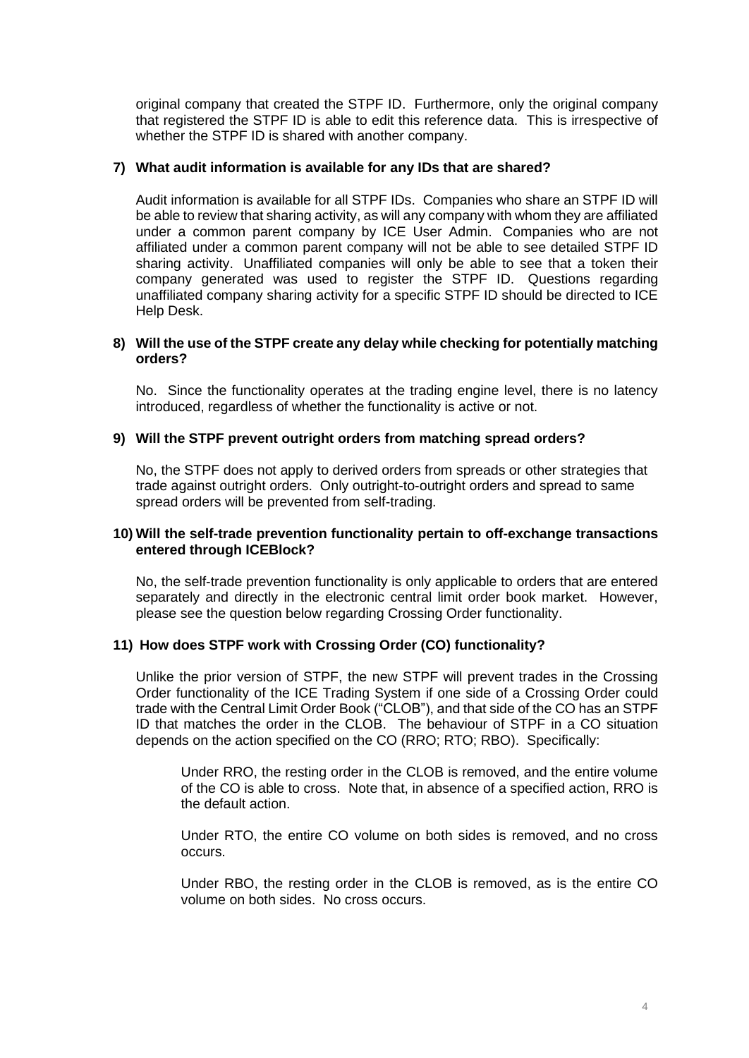original company that created the STPF ID. Furthermore, only the original company that registered the STPF ID is able to edit this reference data. This is irrespective of whether the STPF ID is shared with another company.

**7) What audit information is available for any IDs that are shared?**

Audit information is available for all STPF IDs. Companies who share an STPF ID will be able to review that sharing activity, as will any company with whom they are affiliated under a common parent company by ICE User Admin. Companies who are not affiliated under a common parent company will not be able to see detailed STPF ID sharing activity. Unaffiliated companies will only be able to see that a token their company generated was used to register the STPF ID. Questions regarding unaffiliated company sharing activity for a specific STPF ID should be directed to ICE Help Desk.

**8) Will the use of the STPF create any delay while checking for potentially matching orders?**

No. Since the functionality operates at the trading engine level, there is no latency introduced, regardless of whether the functionality is active or not.

**9) Will the STPF prevent outright orders from matching spread orders?**

No, the STPF does not apply to derived orders from spreads or other strategies that trade against outright orders. Only outright-to-outright orders and spread to same spread orders will be prevented from self-trading.

**10) Will the self-trade prevention functionality pertain to off-exchange transactions entered through ICEBlock?**

No, the self-trade prevention functionality is only applicable to orders that are entered separately and directly in the electronic central limit order book market. However, please see the question below regarding Crossing Order functionality.

**11) How does STPF work with Crossing Order (CO) functionality?**

Unlike the prior version of STPF, the new STPF will prevent trades in the Crossing Order functionality of the ICE Trading System if one side of a Crossing Order could trade with the Central Limit Order Book ("CLOB"), and that side of the CO has an STPF ID that matches the order in the CLOB. The behaviour of STPF in a CO situation depends on the action specified on the CO (RRO; RTO; RBO). Specifically:

Under RRO, the resting order in the CLOB is removed, and the entire volume of the CO is able to cross. Note that, in absence of a specified action, RRO is the default action.

Under RTO, the entire CO volume on both sides is removed, and no cross occurs.

Under RBO, the resting order in the CLOB is removed, as is the entire CO volume on both sides. No cross occurs.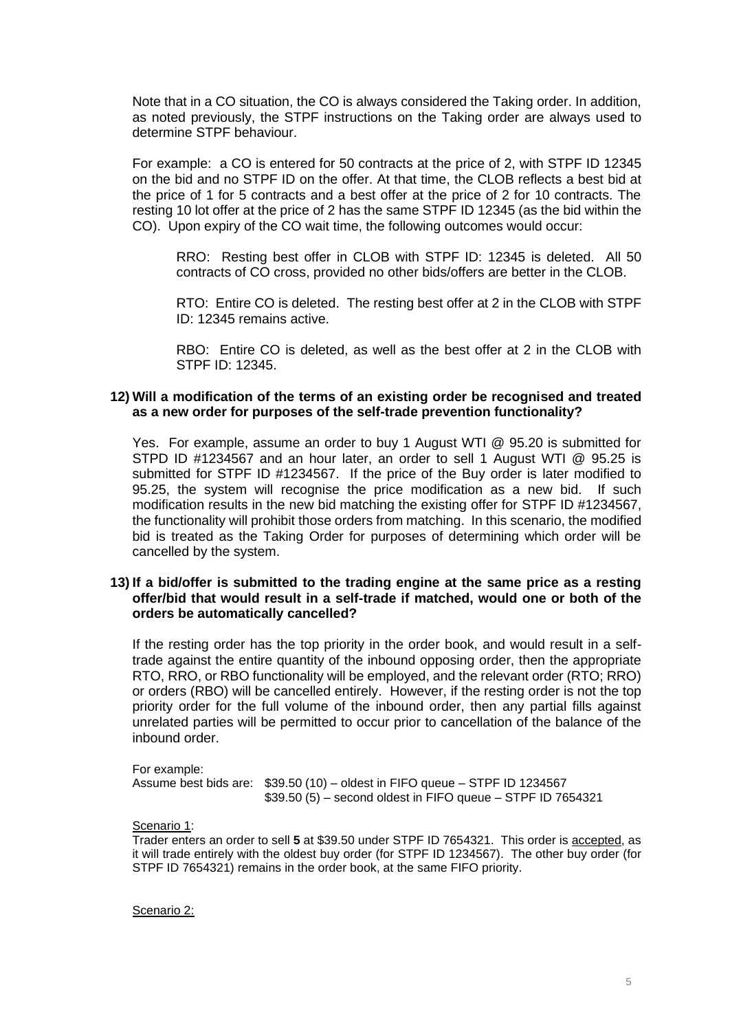Note that in a CO situation, the CO is always considered the Taking order. In addition, as noted previously, the STPF instructions on the Taking order are always used to determine STPF behaviour.

For example: a CO is entered for 50 contracts at the price of 2, with STPF ID 12345 on the bid and no STPF ID on the offer. At that time, the CLOB reflects a best bid at the price of 1 for 5 contracts and a best offer at the price of 2 for 10 contracts. The resting 10 lot offer at the price of 2 has the same STPF ID 12345 (as the bid within the CO). Upon expiry of the CO wait time, the following outcomes would occur:

> RRO: Resting best offer in CLOB with STPF ID: 12345 is deleted. All 50 contracts of CO cross, provided no other bids/offers are better in the CLOB.
>
> RTO: Entire CO is deleted. The resting best offer at 2 in the CLOB with STPF ID: 12345 remains active.
>
> RBO: Entire CO is deleted, as well as the best offer at 2 in the CLOB with STPF ID: 12345.

**12) Will a modification of the terms of an existing order be recognised and treated as a new order for purposes of the self-trade prevention functionality?**

Yes. For example, assume an order to buy 1 August WTI @ 95.20 is submitted for STPD ID #1234567 and an hour later, an order to sell 1 August WTI @ 95.25 is submitted for STPF ID #1234567. If the price of the Buy order is later modified to 95.25, the system will recognise the price modification as a new bid. If such modification results in the new bid matching the existing offer for STPF ID #1234567, the functionality will prohibit those orders from matching. In this scenario, the modified bid is treated as the Taking Order for purposes of determining which order will be cancelled by the system.

**13) If a bid/offer is submitted to the trading engine at the same price as a resting offer/bid that would result in a self-trade if matched, would one or both of the orders be automatically cancelled?**

If the resting order has the top priority in the order book, and would result in a self-trade against the entire quantity of the inbound opposing order, then the appropriate RTO, RRO, or RBO functionality will be employed, and the relevant order (RTO; RRO) or orders (RBO) will be cancelled entirely. However, if the resting order is not the top priority order for the full volume of the inbound order, then any partial fills against unrelated parties will be permitted to occur prior to cancellation of the balance of the inbound order.

For example:
Assume best bids are: $39.50 (10) – oldest in FIFO queue – STPF ID 1234567
$39.50 (5) – second oldest in FIFO queue – STPF ID 7654321

<u>Scenario 1</u>:
Trader enters an order to sell **5** at $39.50 under STPF ID 7654321. This order is <u>accepted</u>, as it will trade entirely with the oldest buy order (for STPF ID 1234567). The other buy order (for STPF ID 7654321) remains in the order book, at the same FIFO priority.

<u>Scenario 2:</u>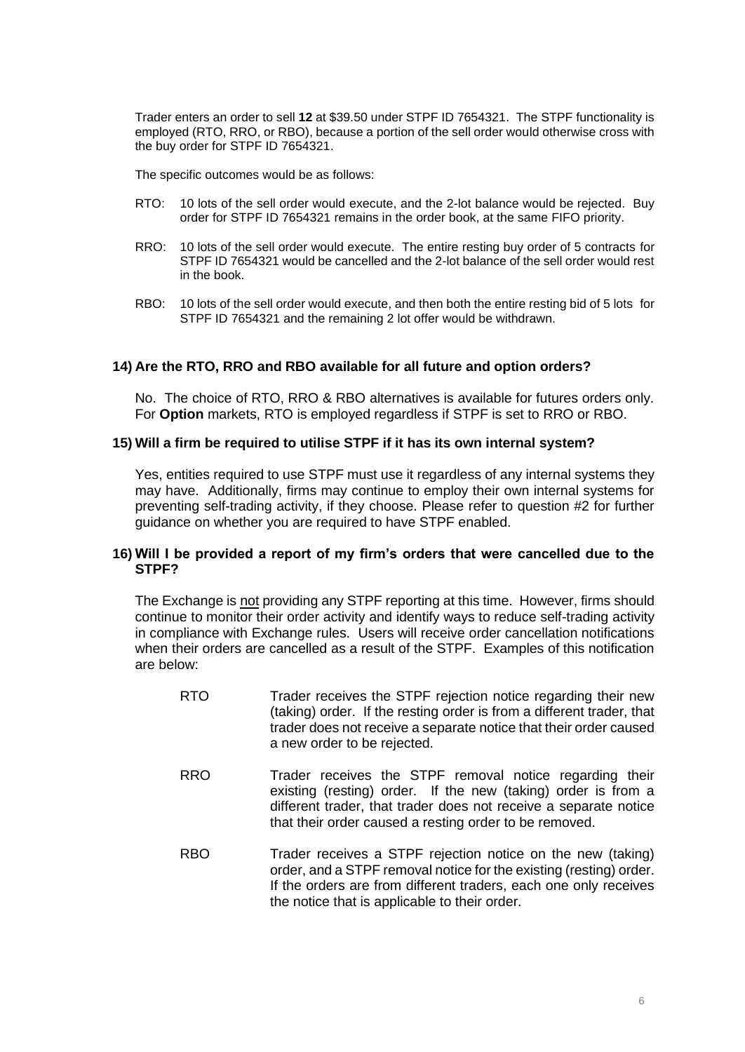Trader enters an order to sell **12** at $39.50 under STPF ID 7654321. The STPF functionality is employed (RTO, RRO, or RBO), because a portion of the sell order would otherwise cross with the buy order for STPF ID 7654321.

The specific outcomes would be as follows:

- RTO: 10 lots of the sell order would execute, and the 2-lot balance would be rejected. Buy order for STPF ID 7654321 remains in the order book, at the same FIFO priority.
- RRO: 10 lots of the sell order would execute. The entire resting buy order of 5 contracts for STPF ID 7654321 would be cancelled and the 2-lot balance of the sell order would rest in the book.
- RBO: 10 lots of the sell order would execute, and then both the entire resting bid of 5 lots for STPF ID 7654321 and the remaining 2 lot offer would be withdrawn.

### 14) Are the RTO, RRO and RBO available for all future and option orders?

No. The choice of RTO, RRO & RBO alternatives is available for futures orders only. For **Option** markets, RTO is employed regardless if STPF is set to RRO or RBO.

### 15) Will a firm be required to utilise STPF if it has its own internal system?

Yes, entities required to use STPF must use it regardless of any internal systems they may have. Additionally, firms may continue to employ their own internal systems for preventing self-trading activity, if they choose. Please refer to question #2 for further guidance on whether you are required to have STPF enabled.

### 16) Will I be provided a report of my firm's orders that were cancelled due to the STPF?

The Exchange is <u>not</u> providing any STPF reporting at this time. However, firms should continue to monitor their order activity and identify ways to reduce self-trading activity in compliance with Exchange rules. Users will receive order cancellation notifications when their orders are cancelled as a result of the STPF. Examples of this notification are below:

- RTO: Trader receives the STPF rejection notice regarding their new (taking) order. If the resting order is from a different trader, that trader does not receive a separate notice that their order caused a new order to be rejected.
- RRO: Trader receives the STPF removal notice regarding their existing (resting) order. If the new (taking) order is from a different trader, that trader does not receive a separate notice that their order caused a resting order to be removed.
- RBO: Trader receives a STPF rejection notice on the new (taking) order, and a STPF removal notice for the existing (resting) order. If the orders are from different traders, each one only receives the notice that is applicable to their order.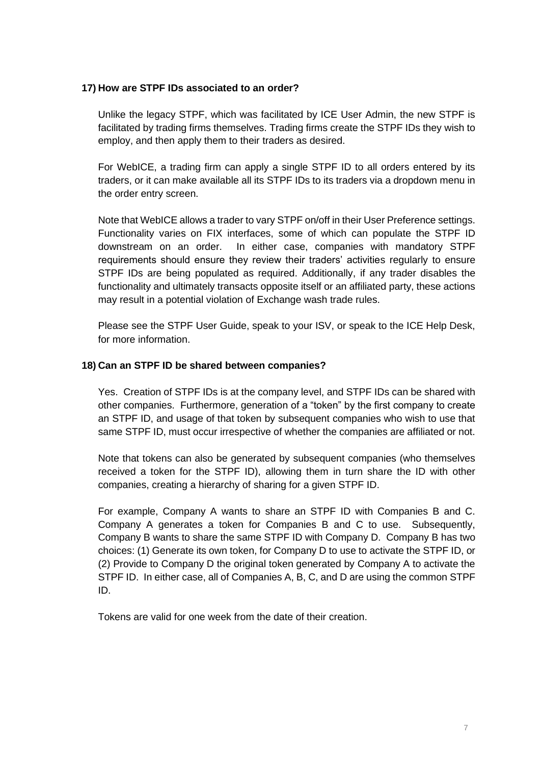**17) How are STPF IDs associated to an order?**

Unlike the legacy STPF, which was facilitated by ICE User Admin, the new STPF is facilitated by trading firms themselves. Trading firms create the STPF IDs they wish to employ, and then apply them to their traders as desired.

For WebICE, a trading firm can apply a single STPF ID to all orders entered by its traders, or it can make available all its STPF IDs to its traders via a dropdown menu in the order entry screen.

Note that WebICE allows a trader to vary STPF on/off in their User Preference settings. Functionality varies on FIX interfaces, some of which can populate the STPF ID downstream on an order. In either case, companies with mandatory STPF requirements should ensure they review their traders' activities regularly to ensure STPF IDs are being populated as required. Additionally, if any trader disables the functionality and ultimately transacts opposite itself or an affiliated party, these actions may result in a potential violation of Exchange wash trade rules.

Please see the STPF User Guide, speak to your ISV, or speak to the ICE Help Desk, for more information.

**18) Can an STPF ID be shared between companies?**

Yes. Creation of STPF IDs is at the company level, and STPF IDs can be shared with other companies. Furthermore, generation of a "token" by the first company to create an STPF ID, and usage of that token by subsequent companies who wish to use that same STPF ID, must occur irrespective of whether the companies are affiliated or not.

Note that tokens can also be generated by subsequent companies (who themselves received a token for the STPF ID), allowing them in turn share the ID with other companies, creating a hierarchy of sharing for a given STPF ID.

For example, Company A wants to share an STPF ID with Companies B and C. Company A generates a token for Companies B and C to use. Subsequently, Company B wants to share the same STPF ID with Company D. Company B has two choices: (1) Generate its own token, for Company D to use to activate the STPF ID, or (2) Provide to Company D the original token generated by Company A to activate the STPF ID. In either case, all of Companies A, B, C, and D are using the common STPF ID.

Tokens are valid for one week from the date of their creation.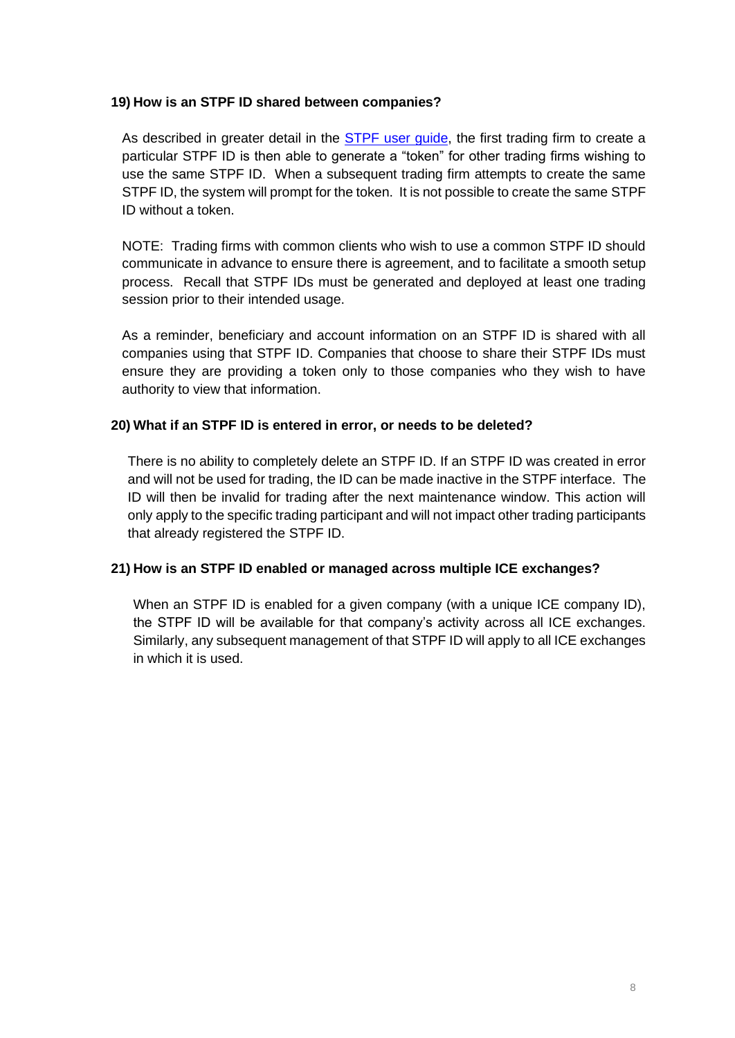**19) How is an STPF ID shared between companies?**

As described in greater detail in the [STPF user guide](), the first trading firm to create a particular STPF ID is then able to generate a "token" for other trading firms wishing to use the same STPF ID. When a subsequent trading firm attempts to create the same STPF ID, the system will prompt for the token. It is not possible to create the same STPF ID without a token.

NOTE: Trading firms with common clients who wish to use a common STPF ID should communicate in advance to ensure there is agreement, and to facilitate a smooth setup process. Recall that STPF IDs must be generated and deployed at least one trading session prior to their intended usage.

As a reminder, beneficiary and account information on an STPF ID is shared with all companies using that STPF ID. Companies that choose to share their STPF IDs must ensure they are providing a token only to those companies who they wish to have authority to view that information.

**20) What if an STPF ID is entered in error, or needs to be deleted?**

There is no ability to completely delete an STPF ID. If an STPF ID was created in error and will not be used for trading, the ID can be made inactive in the STPF interface. The ID will then be invalid for trading after the next maintenance window. This action will only apply to the specific trading participant and will not impact other trading participants that already registered the STPF ID.

**21) How is an STPF ID enabled or managed across multiple ICE exchanges?**

When an STPF ID is enabled for a given company (with a unique ICE company ID), the STPF ID will be available for that company's activity across all ICE exchanges. Similarly, any subsequent management of that STPF ID will apply to all ICE exchanges in which it is used.